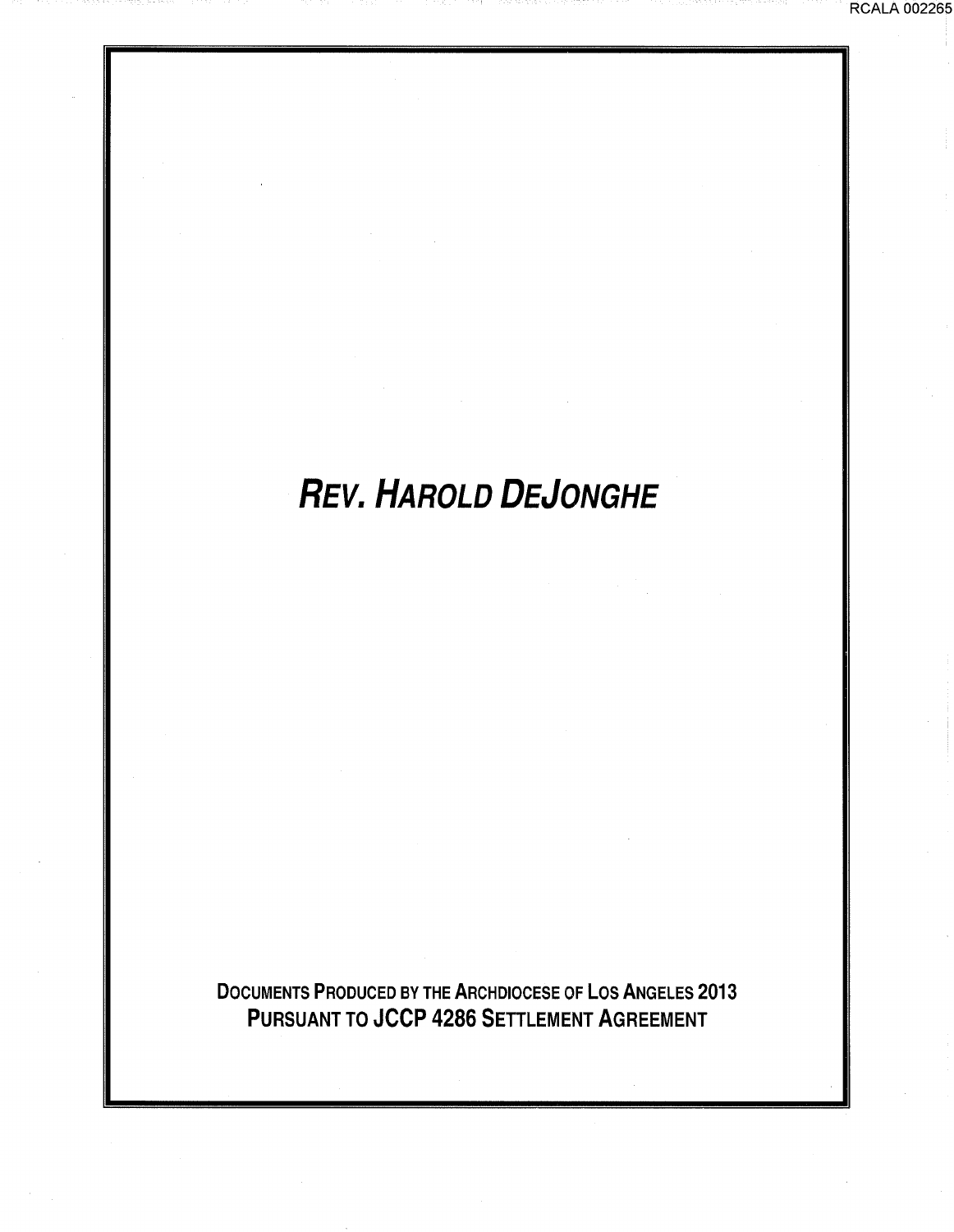# *REV. HAROLD DEJONGHE*

**DOCUMENTS PRODUCED BY THE ARCHDIOCESE OF LOS ANGELES 2013**
**PURSUANT TO JCCP 4286 SETTLEMENT AGREEMENT**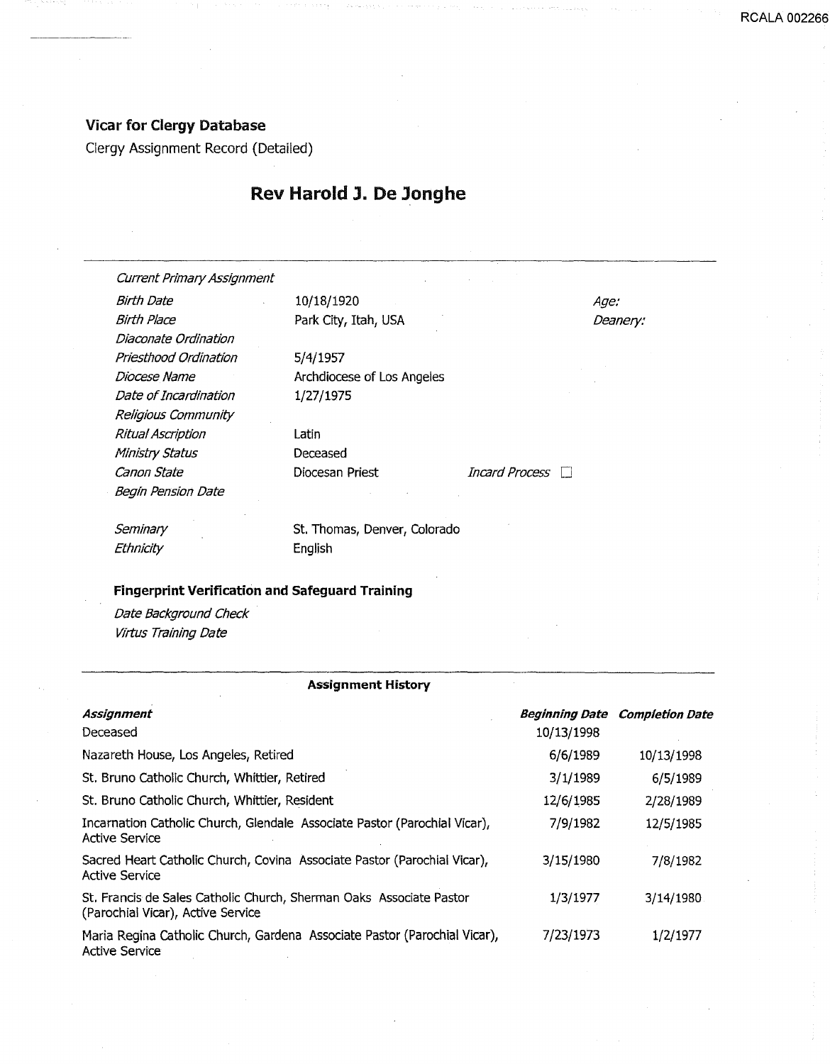**Vicar for Clergy Database**

Clergy Assignment Record (Detailed)

# Rev Harold J. De Jonghe

*Current Primary Assignment*

| | | | |
|---|---|---|---|
| *Birth Date* | 10/18/1920 | *Age:* | |
| *Birth Place* | Park City, Itah, USA | *Deanery:* | |
| *Diaconate Ordination* | | | |
| *Priesthood Ordination* | 5/4/1957 | | |
| *Diocese Name* | Archdiocese of Los Angeles | | |
| *Date of Incardination* | 1/27/1975 | | |
| *Religious Community* | | | |
| *Ritual Ascription* | Latin | | |
| *Ministry Status* | Deceased | | |
| *Canon State* | Diocesan Priest | *Incard Process* | ☐ |
| *Begin Pension Date* | | | |
| *Seminary* | St. Thomas, Denver, Colorado | | |
| *Ethnicity* | English | | |

**Fingerprint Verification and Safeguard Training**

*Date Background Check*

*Virtus Training Date*

**Assignment History**

| ***Assignment*** | ***Beginning Date*** | ***Completion Date*** |
|---|---|---|
| Deceased | 10/13/1998 | |
| Nazareth House, Los Angeles, Retired | 6/6/1989 | 10/13/1998 |
| St. Bruno Catholic Church, Whittier, Retired | 3/1/1989 | 6/5/1989 |
| St. Bruno Catholic Church, Whittier, Resident | 12/6/1985 | 2/28/1989 |
| Incarnation Catholic Church, Glendale Associate Pastor (Parochial Vicar), Active Service | 7/9/1982 | 12/5/1985 |
| Sacred Heart Catholic Church, Covina Associate Pastor (Parochial Vicar), Active Service | 3/15/1980 | 7/8/1982 |
| St. Francis de Sales Catholic Church, Sherman Oaks Associate Pastor (Parochial Vicar), Active Service | 1/3/1977 | 3/14/1980 |
| Maria Regina Catholic Church, Gardena Associate Pastor (Parochial Vicar), Active Service | 7/23/1973 | 1/2/1977 |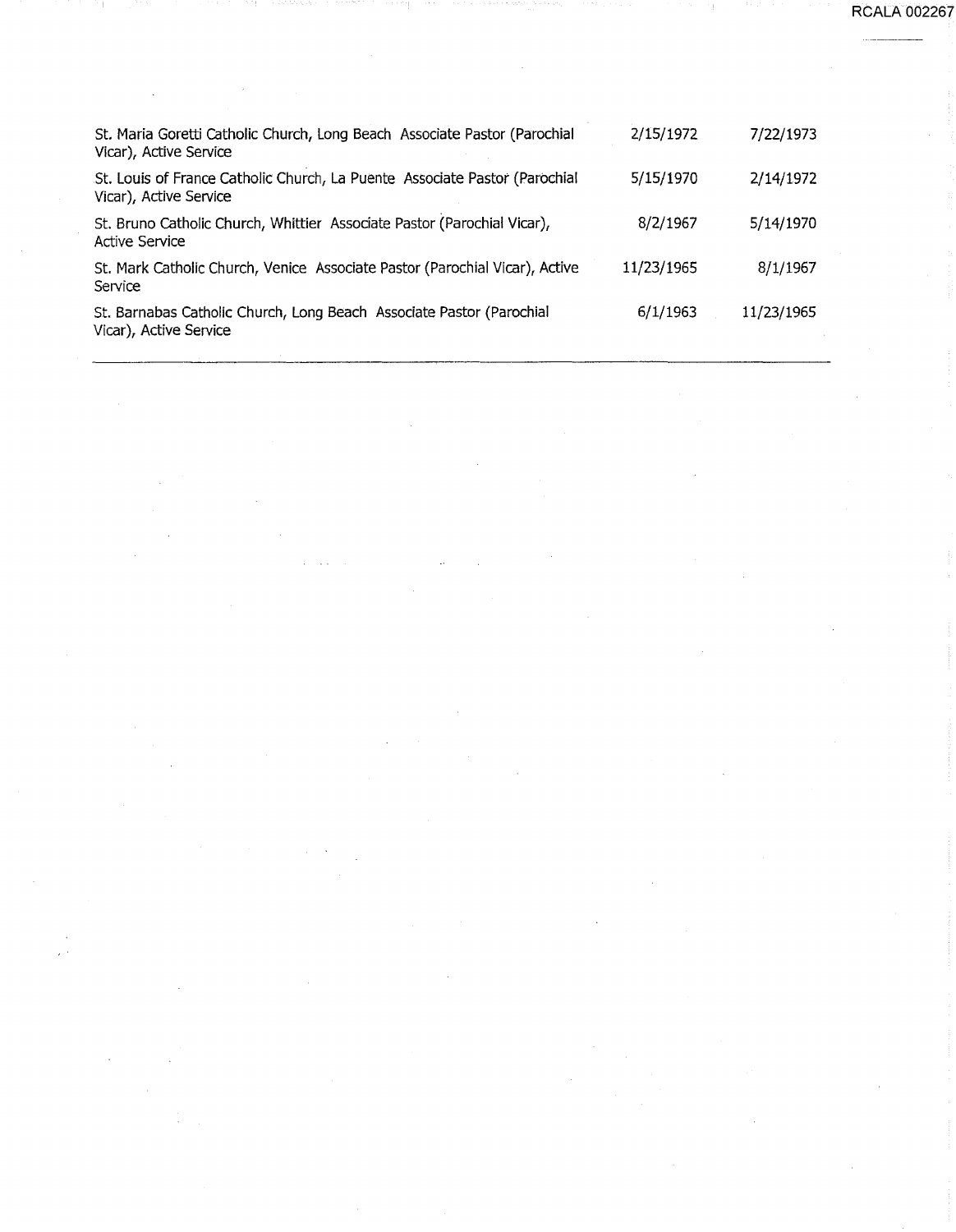| | | |
|---|---|---|
| St. Maria Goretti Catholic Church, Long Beach Associate Pastor (Parochial Vicar), Active Service | 2/15/1972 | 7/22/1973 |
| St. Louis of France Catholic Church, La Puente Associate Pastor (Parochial Vicar), Active Service | 5/15/1970 | 2/14/1972 |
| St. Bruno Catholic Church, Whittier Associate Pastor (Parochial Vicar), Active Service | 8/2/1967 | 5/14/1970 |
| St. Mark Catholic Church, Venice Associate Pastor (Parochial Vicar), Active Service | 11/23/1965 | 8/1/1967 |
| St. Barnabas Catholic Church, Long Beach Associate Pastor (Parochial Vicar), Active Service | 6/1/1963 | 11/23/1965 |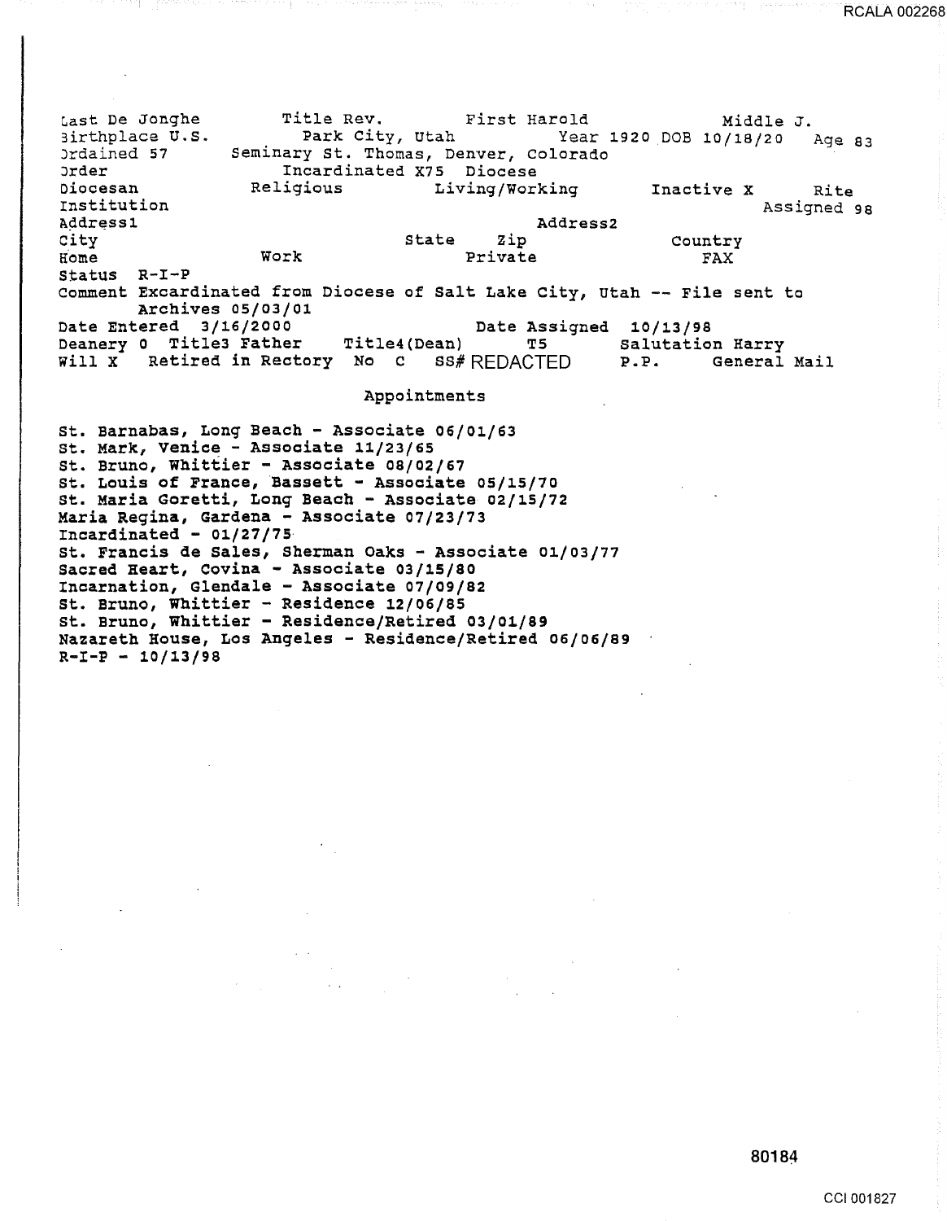Last De Jonghe Title Rev. First Harold Middle J.
Birthplace U.S. Park City, Utah Year 1920 DOB 10/18/20 Age 83
Ordained 57 Seminary St. Thomas, Denver, Colorado
Order Incardinated X75 Diocese
Diocesan Religious Living/Working Inactive X Rite
Institution Assigned 98
Address1 Address2
City State Zip Country
Home Work Private FAX
Status R-I-P
Comment Excardinated from Diocese of Salt Lake City, Utah -- File sent to Archives 05/03/01
Date Entered 3/16/2000 Date Assigned 10/13/98
Deanery 0 Title3 Father Title4(Dean) T5 Salutation Harry
Will X Retired in Rectory No C SS# REDACTED P.P. General Mail

## Appointments

St. Barnabas, Long Beach - Associate 06/01/63
St. Mark, Venice - Associate 11/23/65
St. Bruno, Whittier - Associate 08/02/67
St. Louis of France, Bassett - Associate 05/15/70
St. Maria Goretti, Long Beach - Associate 02/15/72
Maria Regina, Gardena - Associate 07/23/73
Incardinated - 01/27/75
St. Francis de Sales, Sherman Oaks - Associate 01/03/77
Sacred Heart, Covina - Associate 03/15/80
Incarnation, Glendale - Associate 07/09/82
St. Bruno, Whittier - Residence 12/06/85
St. Bruno, Whittier - Residence/Retired 03/01/89
Nazareth House, Los Angeles - Residence/Retired 06/06/89
R-I-P - 10/13/98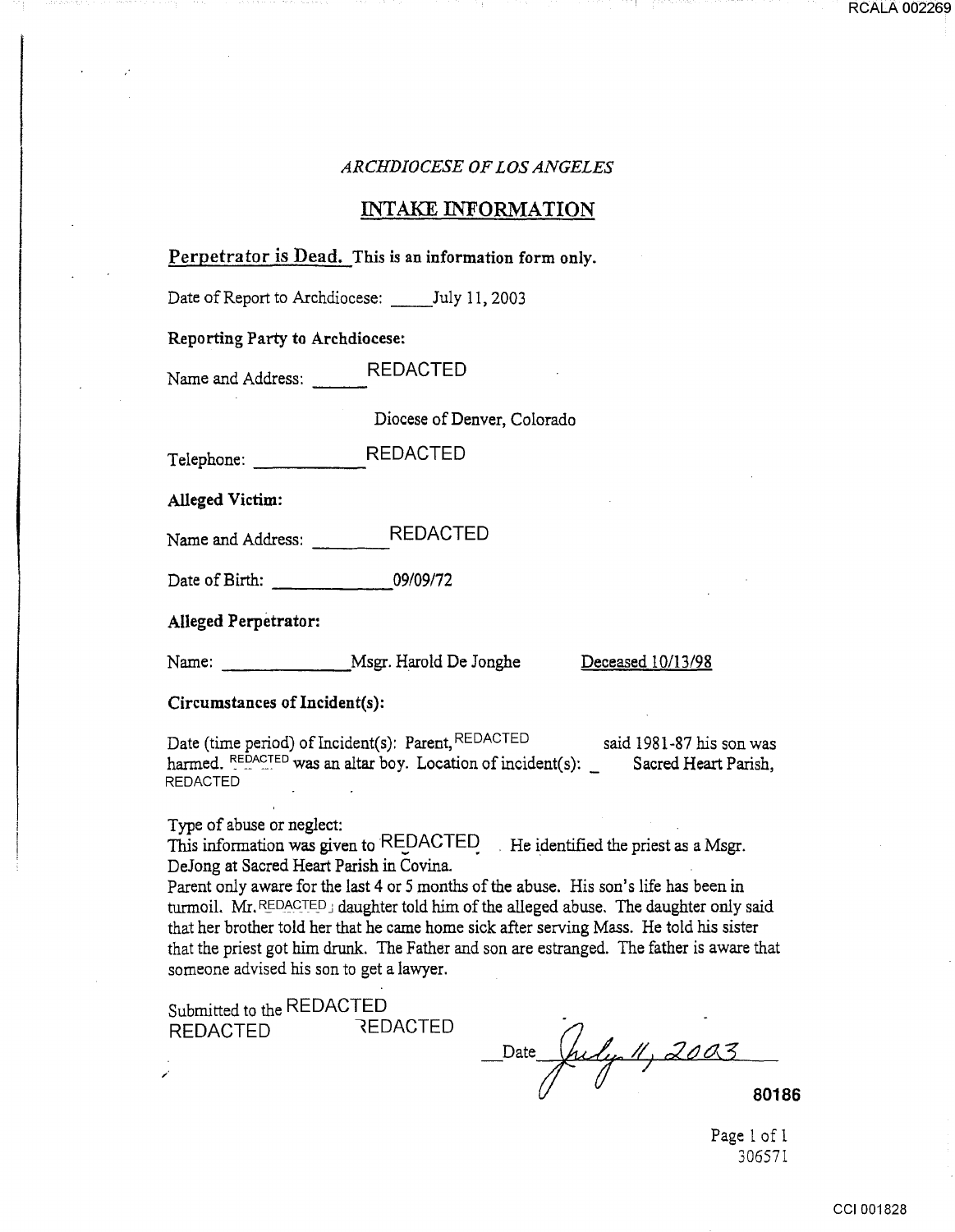*ARCHDIOCESE OF LOS ANGELES*

## INTAKE INFORMATION

Perpetrator is Dead. **This is an information form only.**

Date of Report to Archdiocese: July 11, 2003

**Reporting Party to Archdiocese:**

Name and Address: REDACTED

Diocese of Denver, Colorado

Telephone: REDACTED

**Alleged Victim:**

Name and Address: REDACTED

Date of Birth: 09/09/72

**Alleged Perpetrator:**

Name: Msgr. Harold De Jonghe    Deceased 10/13/98

**Circumstances of Incident(s):**

Date (time period) of Incident(s): Parent, REDACTED said 1981-87 his son was harmed. REDACTED was an altar boy. Location of incident(s): Sacred Heart Parish, REDACTED

Type of abuse or neglect:
This information was given to REDACTED. He identified the priest as a Msgr. DeJong at Sacred Heart Parish in Covina.
Parent only aware for the last 4 or 5 months of the abuse. His son's life has been in turmoil. Mr. REDACTED daughter told him of the alleged abuse. The daughter only said that her brother told her that he came home sick after serving Mass. He told his sister that the priest got him drunk. The Father and son are estranged. The father is aware that someone advised his son to get a lawyer.

Submitted to the REDACTED
REDACTED    REDACTED

Date July 11, 2003

80186

306571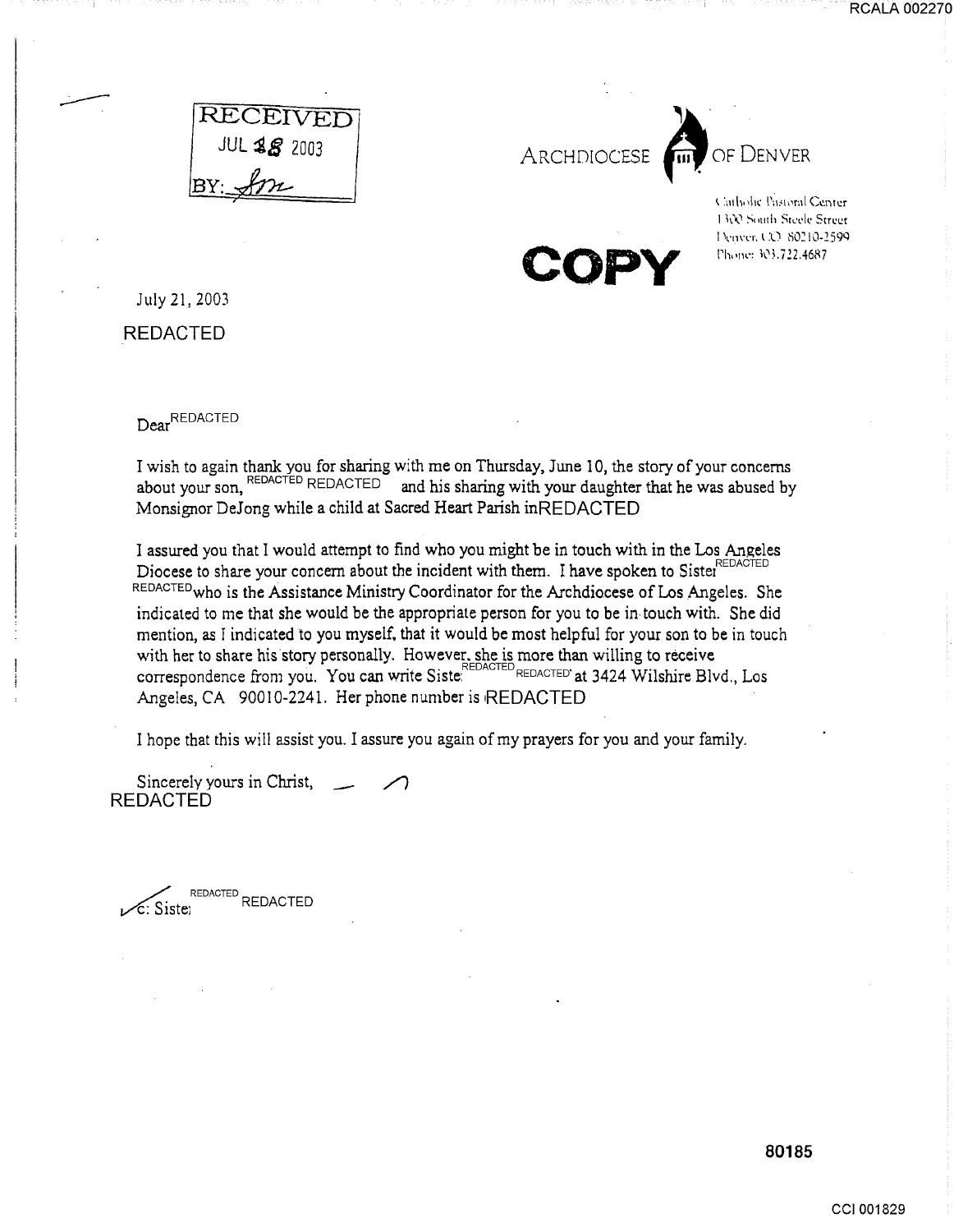RECEIVED
JUL 18 2003
BY: *[initials]*

ARCHDIOCESE OF DENVER

Catholic Pastoral Center
1300 South Steele Street
Denver, CO 80210-2599
Phone: 303.722.4687

**COPY**

July 21, 2003

REDACTED

Dear REDACTED

I wish to again thank you for sharing with me on Thursday, June 10, the story of your concerns about your son, REDACTED REDACTED and his sharing with your daughter that he was abused by Monsignor DeJong while a child at Sacred Heart Parish in REDACTED

I assured you that I would attempt to find who you might be in touch with in the Los Angeles Diocese to share your concern about the incident with them. I have spoken to Sister REDACTED REDACTED who is the Assistance Ministry Coordinator for the Archdiocese of Los Angeles. She indicated to me that she would be the appropriate person for you to be in touch with. She did mention, as I indicated to you myself, that it would be most helpful for your son to be in touch with her to share his story personally. However, she is more than willing to receive correspondence from you. You can write Sister REDACTED REDACTED at 3424 Wilshire Blvd., Los Angeles, CA 90010-2241. Her phone number is REDACTED

I hope that this will assist you. I assure you again of my prayers for you and your family.

Sincerely yours in Christ,

REDACTED

c: Sister REDACTED REDACTED

80185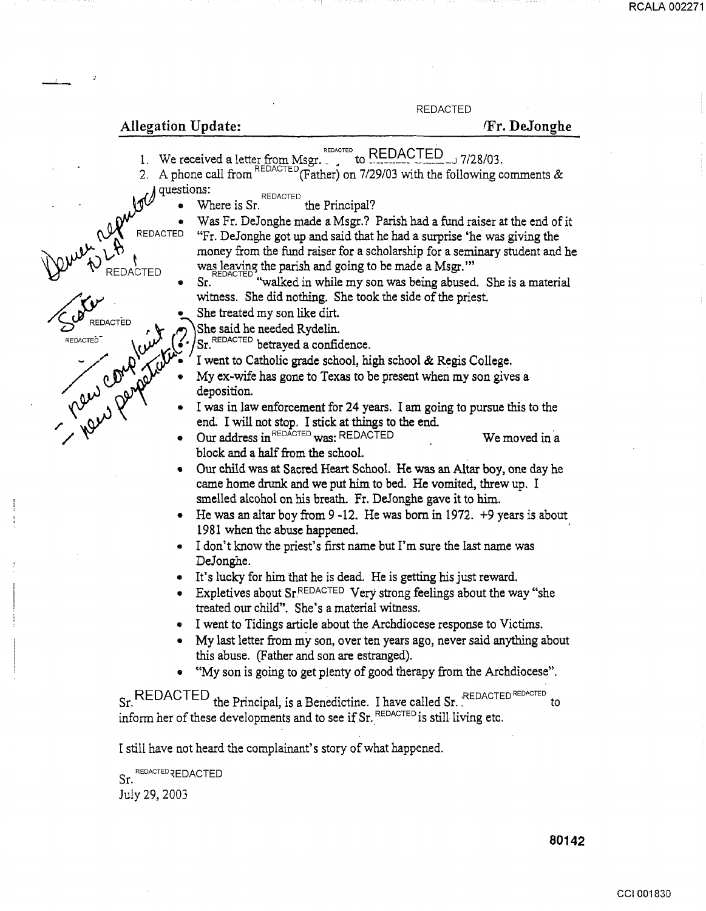REDACTED

**Allegation Update:** Fr. DeJonghe

1. We received a letter from Msgr. REDACTED to REDACTED 7/28/03.
2. A phone call from REDACTED (Father) on 7/29/03 with the following comments & questions:
   - Where is Sr. REDACTED the Principal?
   - Was Fr. DeJonghe made a Msgr.? Parish had a fund raiser at the end of it "Fr. DeJonghe got up and said that he had a surprise 'he was giving the money from the fund raiser for a scholarship for a seminary student and he was leaving the parish and going to be made a Msgr.'"
   - Sr. REDACTED "walked in while my son was being abused. She is a material witness. She did nothing. She took the side of the priest.
   - She treated my son like dirt.
   - She said he needed Rydelin.
   - Sr. REDACTED betrayed a confidence.
   - I went to Catholic grade school, high school & Regis College.
   - My ex-wife has gone to Texas to be present when my son gives a deposition.
   - I was in law enforcement for 24 years. I am going to pursue this to the end. I will not stop. I stick at things to the end.
   - Our address in REDACTED was: REDACTED We moved in a block and a half from the school.
   - Our child was at Sacred Heart School. He was an Altar boy, one day he came home drunk and we put him to bed. He vomited, threw up. I smelled alcohol on his breath. Fr. DeJonghe gave it to him.
   - He was an altar boy from 9 -12. He was born in 1972. +9 years is about 1981 when the abuse happened.
   - I don't know the priest's first name but I'm sure the last name was DeJonghe.
   - It's lucky for him that he is dead. He is getting his just reward.
   - Expletives about Sr. REDACTED Very strong feelings about the way "she treated our child". She's a material witness.
   - I went to Tidings article about the Archdiocese response to Victims.
   - My last letter from my son, over ten years ago, never said anything about this abuse. (Father and son are estranged).
   - "My son is going to get plenty of good therapy from the Archdiocese".

Sr. REDACTED the Principal, is a Benedictine. I have called Sr. REDACTED REDACTED to inform her of these developments and to see if Sr. REDACTED is still living etc.

I still have not heard the complainant's story of what happened.

Sr. REDACTED REDACTED
July 29, 2003

*[Handwritten margin notes:]* Denver reported to LA REDACTED REDACTED — Sister REDACTED REDACTED — new complaint — new perpetrator(?)

80142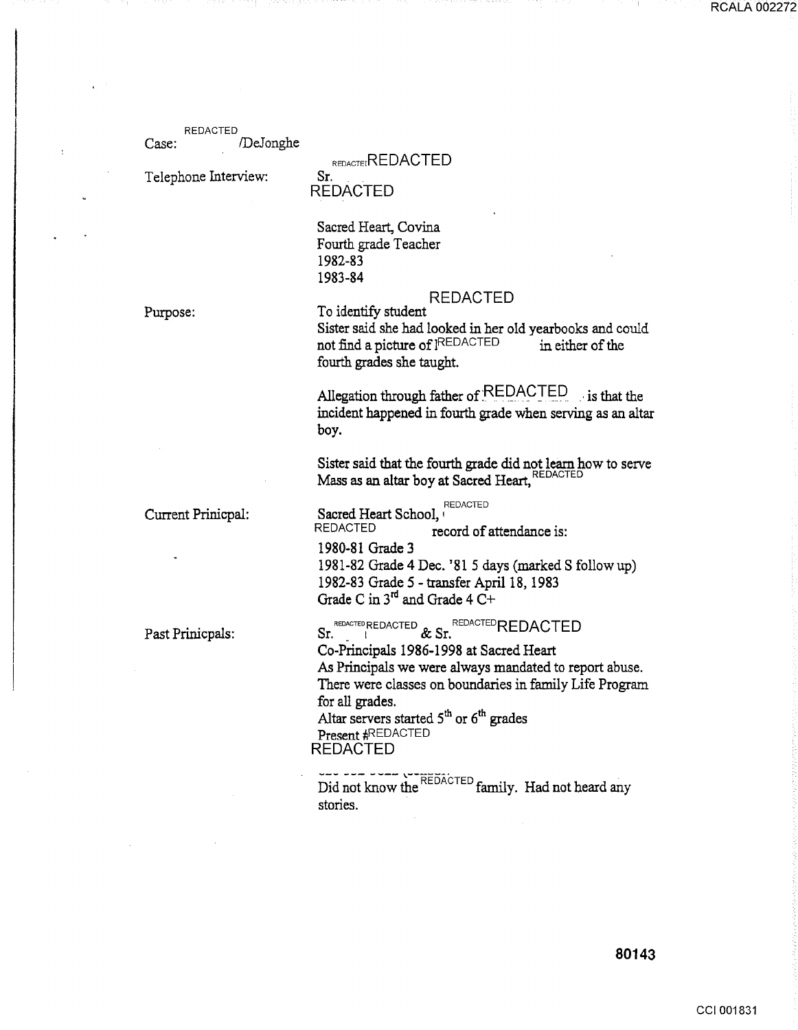| | |
|---|---|
| Case: | REDACTED /DeJonghe |
| Telephone Interview: | REDACTED REDACTED<br>Sr.<br>REDACTED<br><br>Sacred Heart, Covina<br>Fourth grade Teacher<br>1982-83<br>1983-84 |
| Purpose: | REDACTED<br>To identify student<br>Sister said she had looked in her old yearbooks and could not find a picture of REDACTED in either of the fourth grades she taught.<br><br>Allegation through father of REDACTED is that the incident happened in fourth grade when serving as an altar boy.<br><br>Sister said that the fourth grade did not learn how to serve Mass as an altar boy at Sacred Heart, REDACTED |
| Current Prinicpal: | Sacred Heart School, REDACTED<br>REDACTED record of attendance is:<br>1980-81 Grade 3<br>1981-82 Grade 4 Dec. '81 5 days (marked S follow up)<br>1982-83 Grade 5 - transfer April 18, 1983<br>Grade C in 3rd and Grade 4 C+ |
| Past Prinicpals: | Sr. REDACTED REDACTED & Sr. REDACTED REDACTED<br>Co-Principals 1986-1998 at Sacred Heart<br>As Principals we were always mandated to report abuse.<br>There were classes on boundaries in family Life Program for all grades.<br>Altar servers started 5th or 6th grades<br>Present #REDACTED<br>REDACTED<br><br>Did not know the REDACTED family. Had not heard any stories. |

80143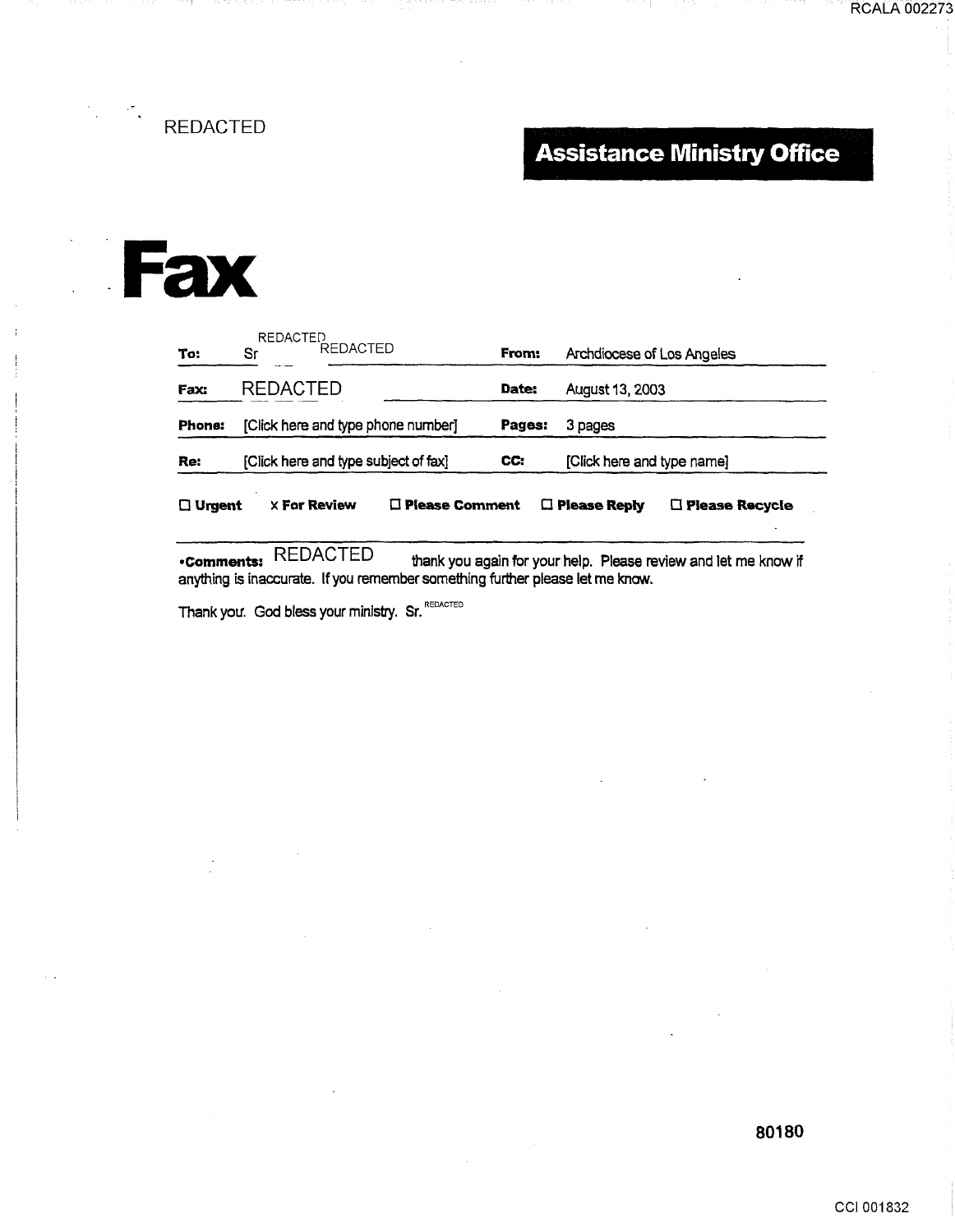REDACTED

## Assistance Ministry Office

# Fax

| | | | |
|---|---|---|---|
| **To:** | Sr REDACTED REDACTED | **From:** | Archdiocese of Los Angeles |
| **Fax:** | REDACTED | **Date:** | August 13, 2003 |
| **Phone:** | [Click here and type phone number] | **Pages:** | 3 pages |
| **Re:** | [Click here and type subject of fax] | **CC:** | [Click here and type name] |

☐ **Urgent** x **For Review** ☐ **Please Comment** ☐ **Please Reply** ☐ **Please Recycle**

**•Comments:** REDACTED thank you again for your help. Please review and let me know if anything is inaccurate. If you remember something further please let me know.

Thank you. God bless your ministry. Sr. REDACTED

80180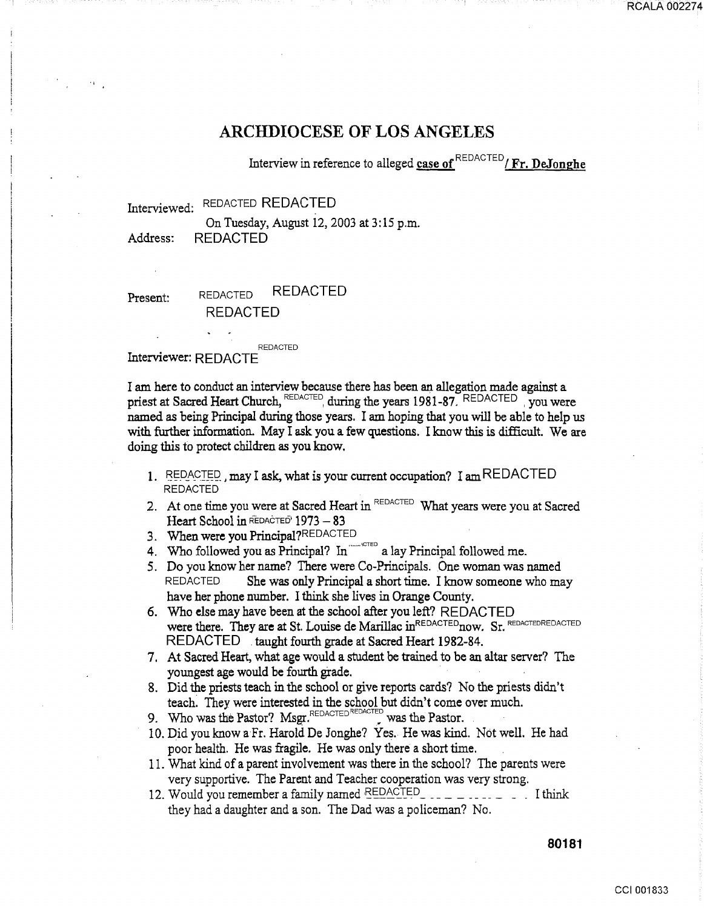# ARCHDIOCESE OF LOS ANGELES

Interview in reference to alleged **case of** REDACTED **/ Fr. DeJonghe**

Interviewed: REDACTED REDACTED
On Tuesday, August 12, 2003 at 3:15 p.m.
Address: REDACTED

Present: REDACTED REDACTED
REDACTED

Interviewer: REDACTE REDACTED

I am here to conduct an interview because there has been an allegation made against a priest at Sacred Heart Church, REDACTED, during the years 1981-87. REDACTED, you were named as being Principal during those years. I am hoping that you will be able to help us with further information. May I ask you a few questions. I know this is difficult. We are doing this to protect children as you know.

1. REDACTED, may I ask, what is your current occupation? I am REDACTED REDACTED
2. At one time you were at Sacred Heart in REDACTED What years were you at Sacred Heart School in REDACTED 1973 – 83
3. When were you Principal? REDACTED
4. Who followed you as Principal? In REDACTED a lay Principal followed me.
5. Do you know her name? There were Co-Principals. One woman was named REDACTED She was only Principal a short time. I know someone who may have her phone number. I think she lives in Orange County.
6. Who else may have been at the school after you left? REDACTED were there. They are at St. Louise de Marillac in REDACTED now. Sr. REDACTED REDACTED REDACTED taught fourth grade at Sacred Heart 1982-84.
7. At Sacred Heart, what age would a student be trained to be an altar server? The youngest age would be fourth grade.
8. Did the priests teach in the school or give reports cards? No the priests didn't teach. They were interested in the school but didn't come over much.
9. Who was the Pastor? Msgr. REDACTED REDACTED was the Pastor.
10. Did you know a Fr. Harold De Jonghe? Yes. He was kind. Not well. He had poor health. He was fragile. He was only there a short time.
11. What kind of a parent involvement was there in the school? The parents were very supportive. The Parent and Teacher cooperation was very strong.
12. Would you remember a family named REDACTED I think they had a daughter and a son. The Dad was a policeman? No.

80181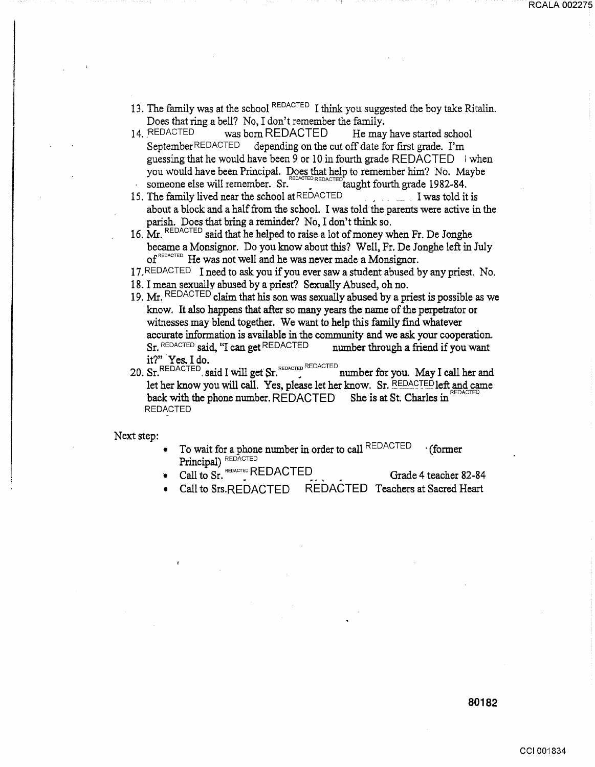13. The family was at the school REDACTED I think you suggested the boy take Ritalin. Does that ring a bell? No, I don't remember the family.
14. REDACTED was born REDACTED He may have started school September REDACTED depending on the cut off date for first grade. I'm guessing that he would have been 9 or 10 in fourth grade REDACTED when you would have been Principal. Does that help to remember him? No. Maybe someone else will remember. Sr. REDACTED REDACTED taught fourth grade 1982-84.
15. The family lived near the school at REDACTED I was told it is about a block and a half from the school. I was told the parents were active in the parish. Does that bring a reminder? No, I don't think so.
16. Mr. REDACTED said that he helped to raise a lot of money when Fr. De Jonghe became a Monsignor. Do you know about this? Well, Fr. De Jonghe left in July of REDACTED He was not well and he was never made a Monsignor.
17. REDACTED I need to ask you if you ever saw a student abused by any priest. No.
18. I mean sexually abused by a priest? Sexually Abused, oh no.
19. Mr. REDACTED claim that his son was sexually abused by a priest is possible as we know. It also happens that after so many years the name of the perpetrator or witnesses may blend together. We want to help this family find whatever accurate information is available in the community and we ask your cooperation. Sr. REDACTED said, "I can get REDACTED number through a friend if you want it?" Yes, I do.
20. Sr. REDACTED said I will get Sr. REDACTED REDACTED number for you. May I call her and let her know you will call. Yes, please let her know. Sr. REDACTED left and came back with the phone number. REDACTED She is at St. Charles in REDACTED REDACTED

Next step:

- To wait for a phone number in order to call REDACTED (former Principal) REDACTED
- Call to Sr. REDACTED REDACTED Grade 4 teacher 82-84
- Call to Srs. REDACTED REDACTED Teachers at Sacred Heart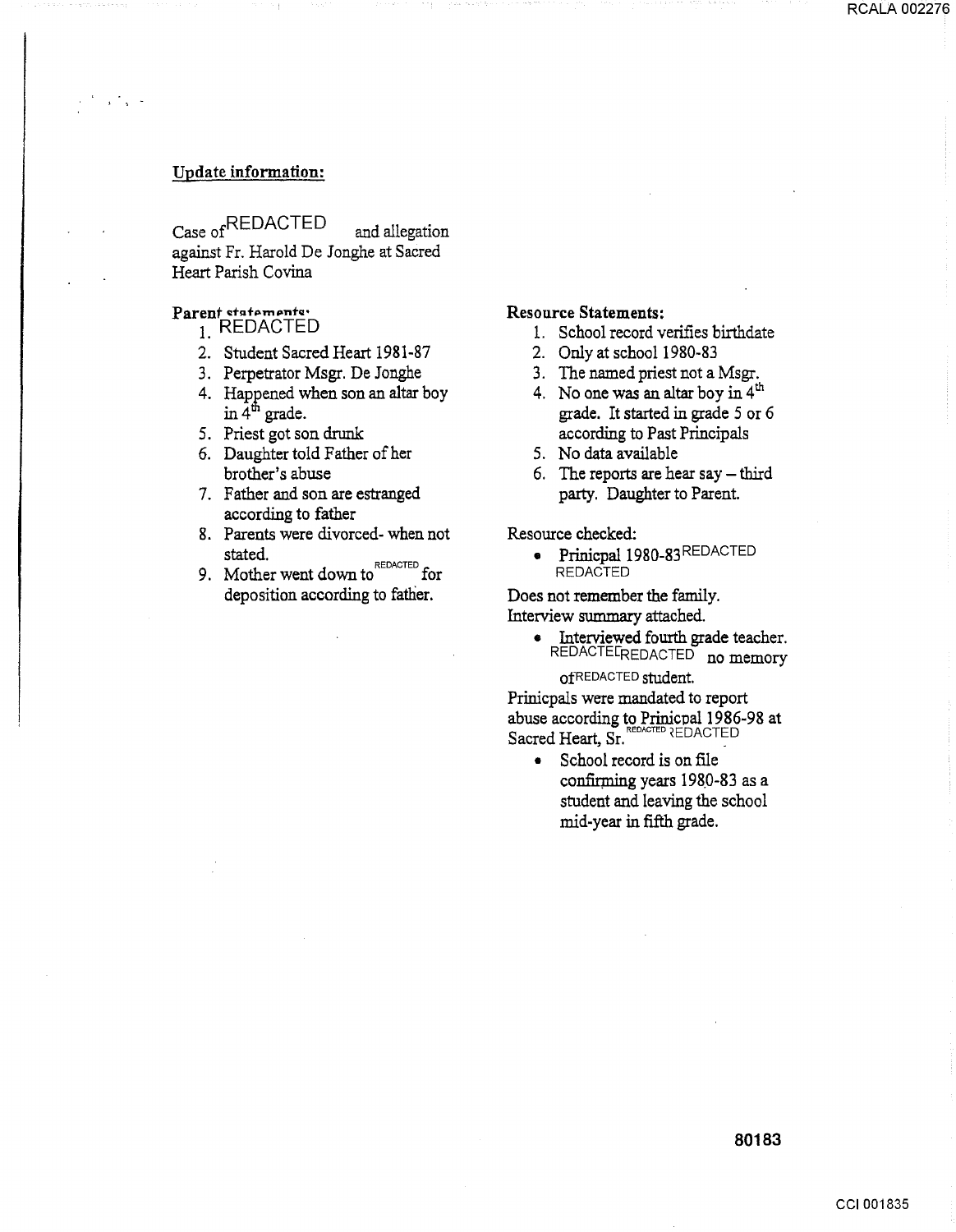**Update information:**

Case of REDACTED and allegation against Fr. Harold De Jonghe at Sacred Heart Parish Covina

**Parent statements:**

1. REDACTED
2. Student Sacred Heart 1981-87
3. Perpetrator Msgr. De Jonghe
4. Happened when son an altar boy in 4th grade.
5. Priest got son drunk
6. Daughter told Father of her brother's abuse
7. Father and son are estranged according to father
8. Parents were divorced- when not stated.
9. Mother went down to REDACTED for deposition according to father.

**Resource Statements:**

1. School record verifies birthdate
2. Only at school 1980-83
3. The named priest not a Msgr.
4. No one was an altar boy in 4th grade. It started in grade 5 or 6 according to Past Principals
5. No data available
6. The reports are hear say – third party. Daughter to Parent.

Resource checked:

- Prinicpal 1980-83 REDACTED REDACTED

Does not remember the family.
Interview summary attached.

- Interviewed fourth grade teacher. REDACTED REDACTED no memory of REDACTED student.

Prinicpals were mandated to report abuse according to Prinicpal 1986-98 at Sacred Heart, Sr. REDACTED REDACTED

- School record is on file confirming years 1980-83 as a student and leaving the school mid-year in fifth grade.

80183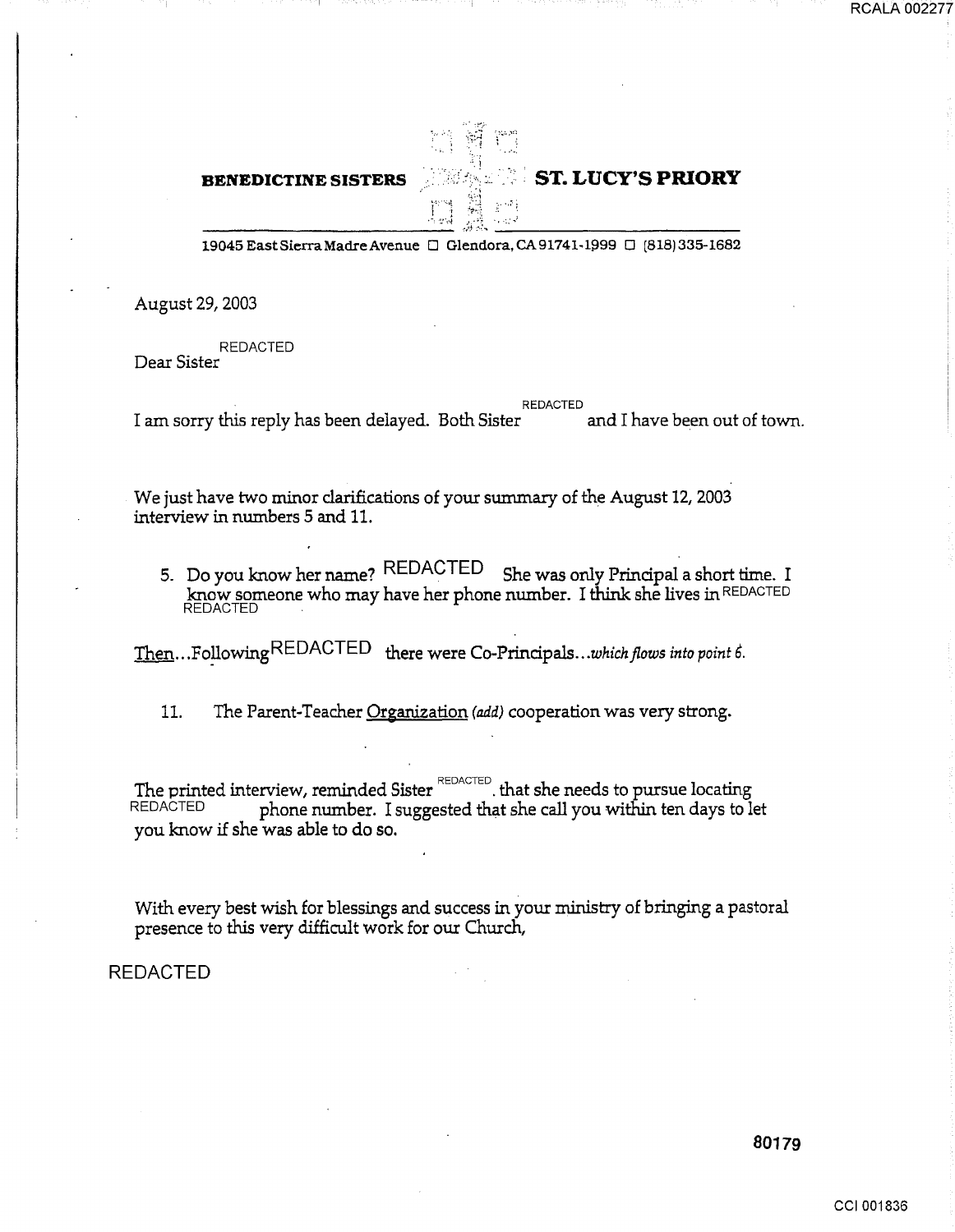**BENEDICTINE SISTERS** **ST. LUCY'S PRIORY**

19045 East Sierra Madre Avenue ☐ Glendora, CA 91741-1999 ☐ (818) 335-1682

August 29, 2003

Dear Sister REDACTED

I am sorry this reply has been delayed. Both Sister REDACTED and I have been out of town.

We just have two minor clarifications of your summary of the August 12, 2003 interview in numbers 5 and 11.

5. Do you know her name? REDACTED She was only Principal a short time. I know someone who may have her phone number. I think she lives in REDACTED REDACTED

Then...Following REDACTED there were Co-Principals...*which flows into point 6.*

11. The Parent-Teacher Organization *(add)* cooperation was very strong.

The printed interview, reminded Sister REDACTED. that she needs to pursue locating REDACTED phone number. I suggested that she call you within ten days to let you know if she was able to do so.

With every best wish for blessings and success in your ministry of bringing a pastoral presence to this very difficult work for our Church,

REDACTED

80179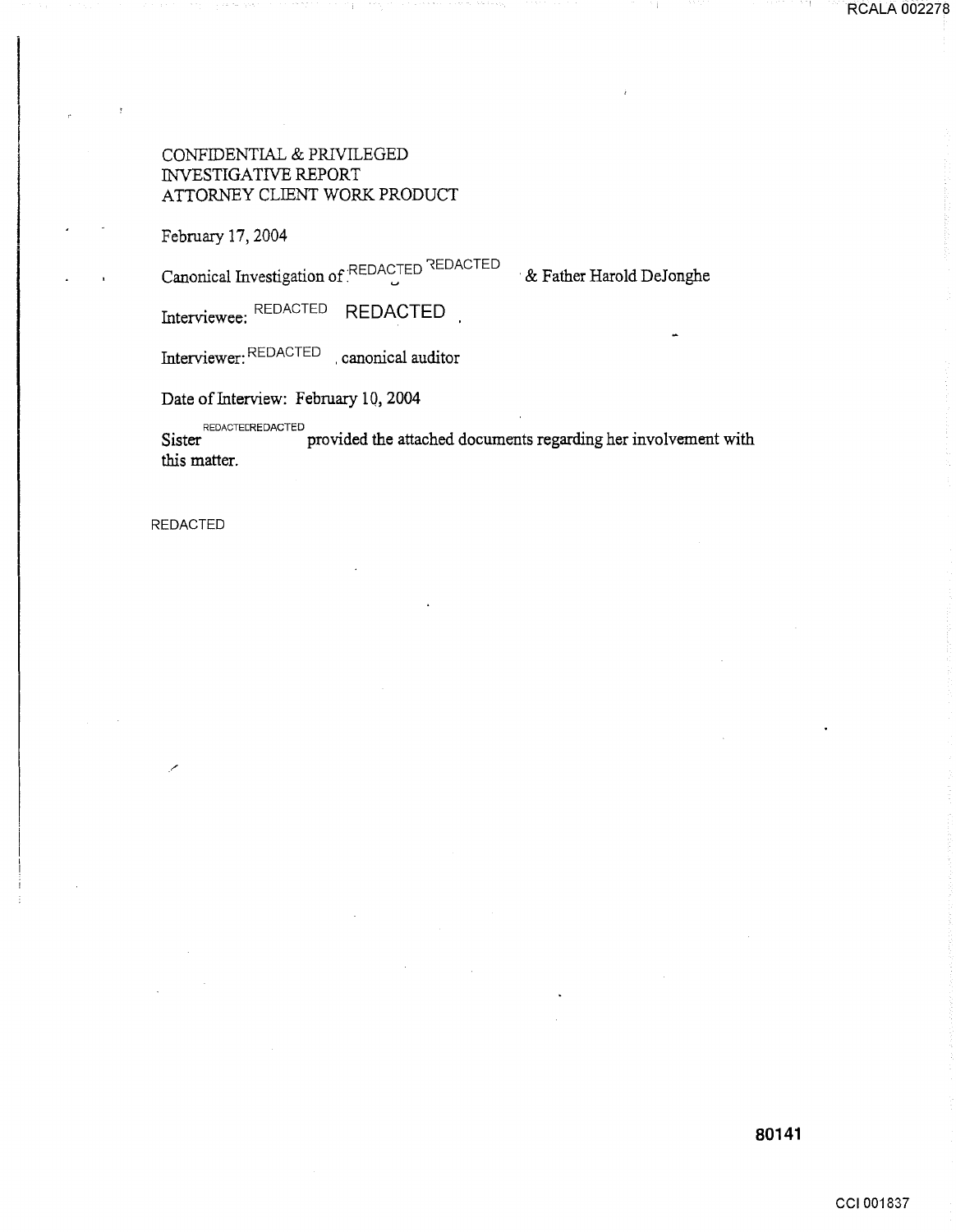CONFIDENTIAL & PRIVILEGED
INVESTIGATIVE REPORT
ATTORNEY CLIENT WORK PRODUCT

February 17, 2004

Canonical Investigation of REDACTED REDACTED & Father Harold DeJonghe

Interviewee: REDACTED REDACTED

Interviewer: REDACTED, canonical auditor

Date of Interview: February 10, 2004

Sister REDACTED REDACTED provided the attached documents regarding her involvement with this matter.

REDACTED

80141